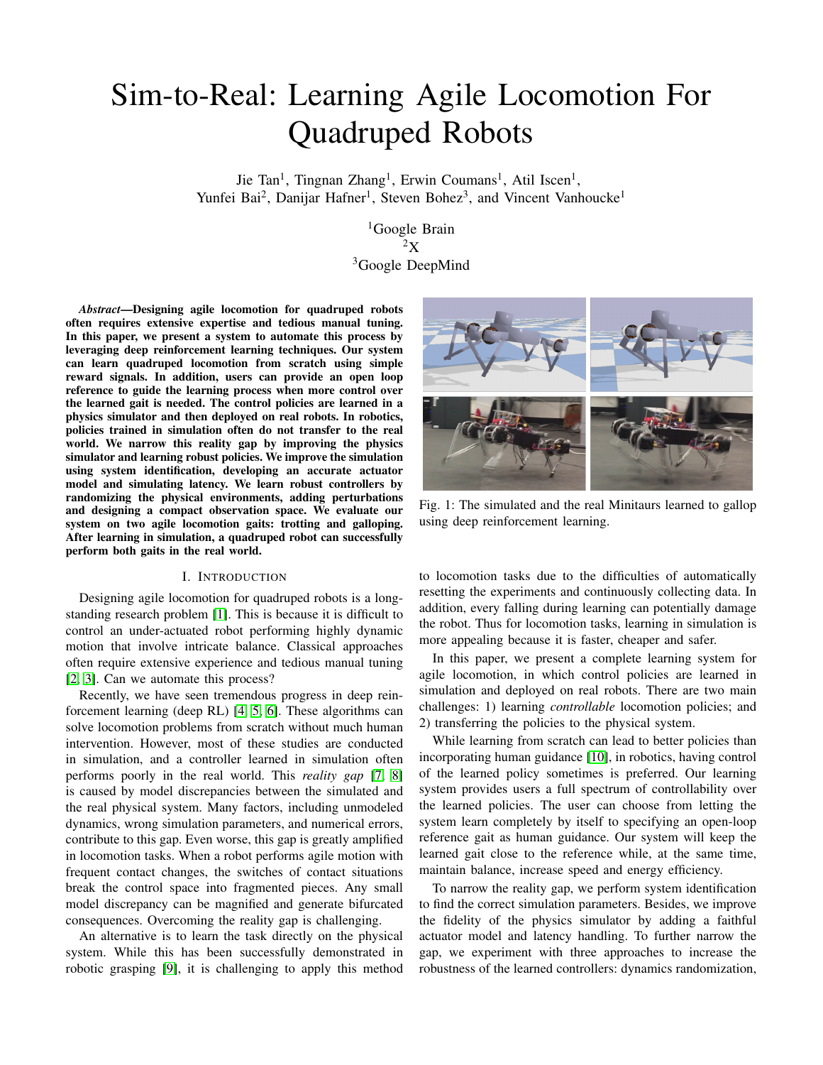# Sim-to-Real: Learning Agile Locomotion For Quadruped Robots

Jie Tan[1], Tingnan Zhang[1], Erwin Coumans[1], Atil Iscen[1], Yunfei Bai[2], Danijar Hafner[1], Steven Bohez[3], and Vincent Vanhoucke[1]

[1]Google Brain
[2]X
[3]Google DeepMind

***Abstract*—Designing agile locomotion for quadruped robots often requires extensive expertise and tedious manual tuning. In this paper, we present a system to automate this process by leveraging deep reinforcement learning techniques. Our system can learn quadruped locomotion from scratch using simple reward signals. In addition, users can provide an open loop reference to guide the learning process when more control over the learned gait is needed. The control policies are learned in a physics simulator and then deployed on real robots. In robotics, policies trained in simulation often do not transfer to the real world. We narrow this reality gap by improving the physics simulator and learning robust policies. We improve the simulation using system identification, developing an accurate actuator model and simulating latency. We learn robust controllers by randomizing the physical environments, adding perturbations and designing a compact observation space. We evaluate our system on two agile locomotion gaits: trotting and galloping. After learning in simulation, a quadruped robot can successfully perform both gaits in the real world.**

Fig. 1: The simulated and the real Minitaurs learned to gallop using deep reinforcement learning.

## I. Introduction

Designing agile locomotion for quadruped robots is a long-standing research problem [1]. This is because it is difficult to control an under-actuated robot performing highly dynamic motion that involve intricate balance. Classical approaches often require extensive experience and tedious manual tuning [2, 3]. Can we automate this process?

Recently, we have seen tremendous progress in deep reinforcement learning (deep RL) [4, 5, 6]. These algorithms can solve locomotion problems from scratch without much human intervention. However, most of these studies are conducted in simulation, and a controller learned in simulation often performs poorly in the real world. This *reality gap* [7, 8] is caused by model discrepancies between the simulated and the real physical system. Many factors, including unmodeled dynamics, wrong simulation parameters, and numerical errors, contribute to this gap. Even worse, this gap is greatly amplified in locomotion tasks. When a robot performs agile motion with frequent contact changes, the switches of contact situations break the control space into fragmented pieces. Any small model discrepancy can be magnified and generate bifurcated consequences. Overcoming the reality gap is challenging.

An alternative is to learn the task directly on the physical system. While this has been successfully demonstrated in robotic grasping [9], it is challenging to apply this method to locomotion tasks due to the difficulties of automatically resetting the experiments and continuously collecting data. In addition, every falling during learning can potentially damage the robot. Thus for locomotion tasks, learning in simulation is more appealing because it is faster, cheaper and safer.

In this paper, we present a complete learning system for agile locomotion, in which control policies are learned in simulation and deployed on real robots. There are two main challenges: 1) learning *controllable* locomotion policies; and 2) transferring the policies to the physical system.

While learning from scratch can lead to better policies than incorporating human guidance [10], in robotics, having control of the learned policy sometimes is preferred. Our learning system provides users a full spectrum of controllability over the learned policies. The user can choose from letting the system learn completely by itself to specifying an open-loop reference gait as human guidance. Our system will keep the learned gait close to the reference while, at the same time, maintain balance, increase speed and energy efficiency.

To narrow the reality gap, we perform system identification to find the correct simulation parameters. Besides, we improve the fidelity of the physics simulator by adding a faithful actuator model and latency handling. To further narrow the gap, we experiment with three approaches to increase the robustness of the learned controllers: dynamics randomization,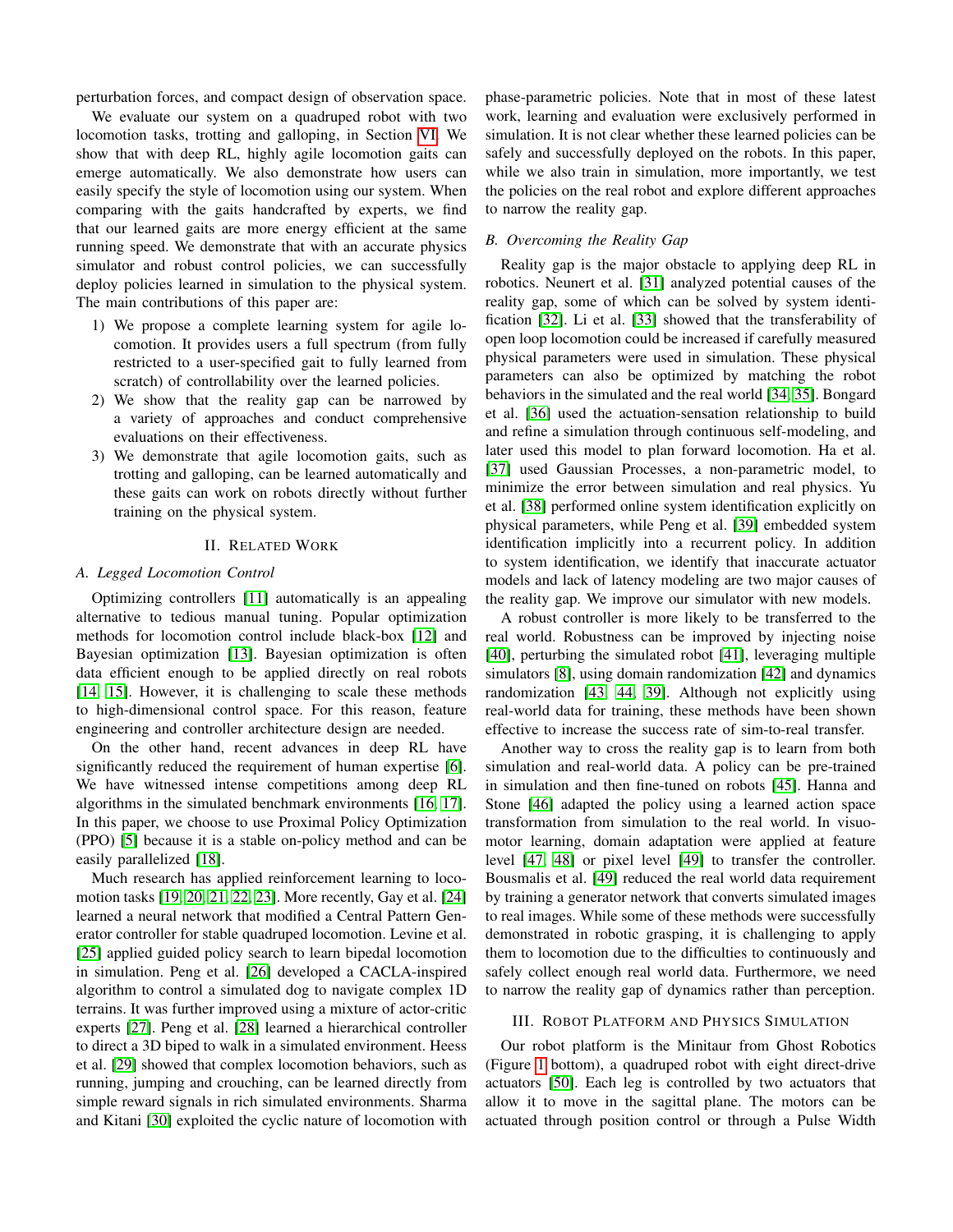perturbation forces, and compact design of observation space.

We evaluate our system on a quadruped robot with two locomotion tasks, trotting and galloping, in Section VI. We show that with deep RL, highly agile locomotion gaits can emerge automatically. We also demonstrate how users can easily specify the style of locomotion using our system. When comparing with the gaits handcrafted by experts, we find that our learned gaits are more energy efficient at the same running speed. We demonstrate that with an accurate physics simulator and robust control policies, we can successfully deploy policies learned in simulation to the physical system. The main contributions of this paper are:

1) We propose a complete learning system for agile locomotion. It provides users a full spectrum (from fully restricted to a user-specified gait to fully learned from scratch) of controllability over the learned policies.
2) We show that the reality gap can be narrowed by a variety of approaches and conduct comprehensive evaluations on their effectiveness.
3) We demonstrate that agile locomotion gaits, such as trotting and galloping, can be learned automatically and these gaits can work on robots directly without further training on the physical system.

## II. Related Work

### A. Legged Locomotion Control

Optimizing controllers [11] automatically is an appealing alternative to tedious manual tuning. Popular optimization methods for locomotion control include black-box [12] and Bayesian optimization [13]. Bayesian optimization is often data efficient enough to be applied directly on real robots [14, 15]. However, it is challenging to scale these methods to high-dimensional control space. For this reason, feature engineering and controller architecture design are needed.

On the other hand, recent advances in deep RL have significantly reduced the requirement of human expertise [6]. We have witnessed intense competitions among deep RL algorithms in the simulated benchmark environments [16, 17]. In this paper, we choose to use Proximal Policy Optimization (PPO) [5] because it is a stable on-policy method and can be easily parallelized [18].

Much research has applied reinforcement learning to locomotion tasks [19, 20, 21, 22, 23]. More recently, Gay et al. [24] learned a neural network that modified a Central Pattern Generator controller for stable quadruped locomotion. Levine et al. [25] applied guided policy search to learn bipedal locomotion in simulation. Peng et al. [26] developed a CACLA-inspired algorithm to control a simulated dog to navigate complex 1D terrains. It was further improved using a mixture of actor-critic experts [27]. Peng et al. [28] learned a hierarchical controller to direct a 3D biped to walk in a simulated environment. Heess et al. [29] showed that complex locomotion behaviors, such as running, jumping and crouching, can be learned directly from simple reward signals in rich simulated environments. Sharma and Kitani [30] exploited the cyclic nature of locomotion with phase-parametric policies. Note that in most of these latest work, learning and evaluation were exclusively performed in simulation. It is not clear whether these learned policies can be safely and successfully deployed on the robots. In this paper, while we also train in simulation, more importantly, we test the policies on the real robot and explore different approaches to narrow the reality gap.

### B. Overcoming the Reality Gap

Reality gap is the major obstacle to applying deep RL in robotics. Neunert et al. [31] analyzed potential causes of the reality gap, some of which can be solved by system identification [32]. Li et al. [33] showed that the transferability of open loop locomotion could be increased if carefully measured physical parameters were used in simulation. These physical parameters can also be optimized by matching the robot behaviors in the simulated and the real world [34, 35]. Bongard et al. [36] used the actuation-sensation relationship to build and refine a simulation through continuous self-modeling, and later used this model to plan forward locomotion. Ha et al. [37] used Gaussian Processes, a non-parametric model, to minimize the error between simulation and real physics. Yu et al. [38] performed online system identification explicitly on physical parameters, while Peng et al. [39] embedded system identification implicitly into a recurrent policy. In addition to system identification, we identify that inaccurate actuator models and lack of latency modeling are two major causes of the reality gap. We improve our simulator with new models.

A robust controller is more likely to be transferred to the real world. Robustness can be improved by injecting noise [40], perturbing the simulated robot [41], leveraging multiple simulators [8], using domain randomization [42] and dynamics randomization [43, 44, 39]. Although not explicitly using real-world data for training, these methods have been shown effective to increase the success rate of sim-to-real transfer.

Another way to cross the reality gap is to learn from both simulation and real-world data. A policy can be pre-trained in simulation and then fine-tuned on robots [45]. Hanna and Stone [46] adapted the policy using a learned action space transformation from simulation to the real world. In visuomotor learning, domain adaptation were applied at feature level [47, 48] or pixel level [49] to transfer the controller. Bousmalis et al. [49] reduced the real world data requirement by training a generator network that converts simulated images to real images. While some of these methods were successfully demonstrated in robotic grasping, it is challenging to apply them to locomotion due to the difficulties to continuously and safely collect enough real world data. Furthermore, we need to narrow the reality gap of dynamics rather than perception.

## III. Robot Platform and Physics Simulation

Our robot platform is the Minitaur from Ghost Robotics (Figure 1 bottom), a quadruped robot with eight direct-drive actuators [50]. Each leg is controlled by two actuators that allow it to move in the sagittal plane. The motors can be actuated through position control or through a Pulse Width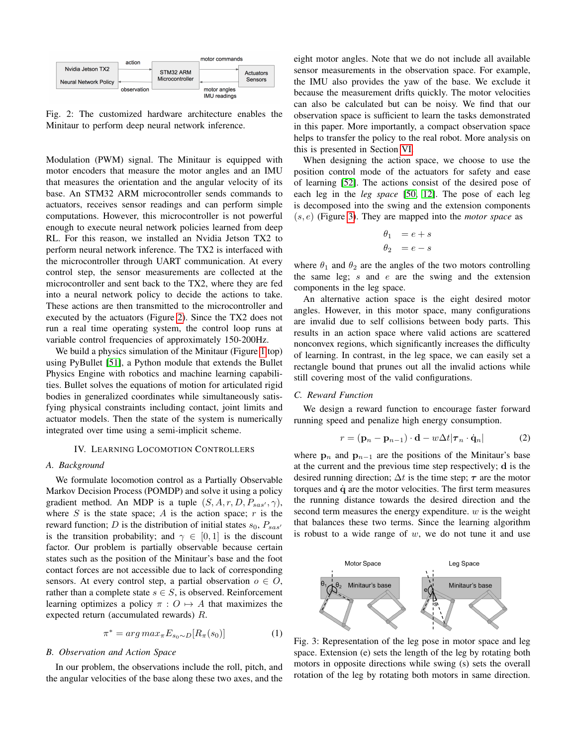Fig. 2: The customized hardware architecture enables the Minitaur to perform deep neural network inference.

Modulation (PWM) signal. The Minitaur is equipped with motor encoders that measure the motor angles and an IMU that measures the orientation and the angular velocity of its base. An STM32 ARM microcontroller sends commands to actuators, receives sensor readings and can perform simple computations. However, this microcontroller is not powerful enough to execute neural network policies learned from deep RL. For this reason, we installed an Nvidia Jetson TX2 to perform neural network inference. The TX2 is interfaced with the microcontroller through UART communication. At every control step, the sensor measurements are collected at the microcontroller and sent back to the TX2, where they are fed into a neural network policy to decide the actions to take. These actions are then transmitted to the microcontroller and executed by the actuators (Figure 2). Since the TX2 does not run a real time operating system, the control loop runs at variable control frequencies of approximately 150-200Hz.

We build a physics simulation of the Minitaur (Figure 1 top) using PyBullet [51], a Python module that extends the Bullet Physics Engine with robotics and machine learning capabilities. Bullet solves the equations of motion for articulated rigid bodies in generalized coordinates while simultaneously satisfying physical constraints including contact, joint limits and actuator models. Then the state of the system is numerically integrated over time using a semi-implicit scheme.

## IV. Learning Locomotion Controllers

### A. Background

We formulate locomotion control as a Partially Observable Markov Decision Process (POMDP) and solve it using a policy gradient method. An MDP is a tuple $(S, A, r, D, P_{sas'}, \gamma)$, where $S$ is the state space; $A$ is the action space; $r$ is the reward function; $D$ is the distribution of initial states $s_0$, $P_{sas'}$ is the transition probability; and $\gamma \in [0, 1]$ is the discount factor. Our problem is partially observable because certain states such as the position of the Minitaur's base and the foot contact forces are not accessible due to lack of corresponding sensors. At every control step, a partial observation $o \in O$, rather than a complete state $s \in S$, is observed. Reinforcement learning optimizes a policy $\pi : O \mapsto A$ that maximizes the expected return (accumulated rewards) $R$.

$$\pi^* = arg\,max_\pi E_{s_0 \sim D}[R_\pi(s_0)] \tag{1}$$

### B. Observation and Action Space

In our problem, the observations include the roll, pitch, and the angular velocities of the base along these two axes, and the eight motor angles. Note that we do not include all available sensor measurements in the observation space. For example, the IMU also provides the yaw of the base. We exclude it because the measurement drifts quickly. The motor velocities can also be calculated but can be noisy. We find that our observation space is sufficient to learn the tasks demonstrated in this paper. More importantly, a compact observation space helps to transfer the policy to the real robot. More analysis on this is presented in Section VI.

When designing the action space, we choose to use the position control mode of the actuators for safety and ease of learning [52]. The actions consist of the desired pose of each leg in the *leg space* [50, 12]. The pose of each leg is decomposed into the swing and the extension components $(s, e)$ (Figure 3). They are mapped into the *motor space* as

$$\begin{aligned}\theta_1 &= e + s \\ \theta_2 &= e - s\end{aligned}$$

where $\theta_1$ and $\theta_2$ are the angles of the two motors controlling the same leg; $s$ and $e$ are the swing and the extension components in the leg space.

An alternative action space is the eight desired motor angles. However, in this motor space, many configurations are invalid due to self collisions between body parts. This results in an action space where valid actions are scattered nonconvex regions, which significantly increases the difficulty of learning. In contrast, in the leg space, we can easily set a rectangle bound that prunes out all the invalid actions while still covering most of the valid configurations.

### C. Reward Function

We design a reward function to encourage faster forward running speed and penalize high energy consumption.

$$r = (\mathbf{p}_n - \mathbf{p}_{n-1}) \cdot \mathbf{d} - w\Delta t|\boldsymbol{\tau}_n \cdot \dot{\mathbf{q}}_n| \tag{2}$$

where $\mathbf{p}_n$ and $\mathbf{p}_{n-1}$ are the positions of the Minitaur's base at the current and the previous time step respectively; $\mathbf{d}$ is the desired running direction; $\Delta t$ is the time step; $\boldsymbol{\tau}$ are the motor torques and $\dot{\mathbf{q}}$ are the motor velocities. The first term measures the running distance towards the desired direction and the second term measures the energy expenditure. $w$ is the weight that balances these two terms. Since the learning algorithm is robust to a wide range of $w$, we do not tune it and use

Fig. 3: Representation of the leg pose in motor space and leg space. Extension (e) sets the length of the leg by rotating both motors in opposite directions while swing (s) sets the overall rotation of the leg by rotating both motors in same direction.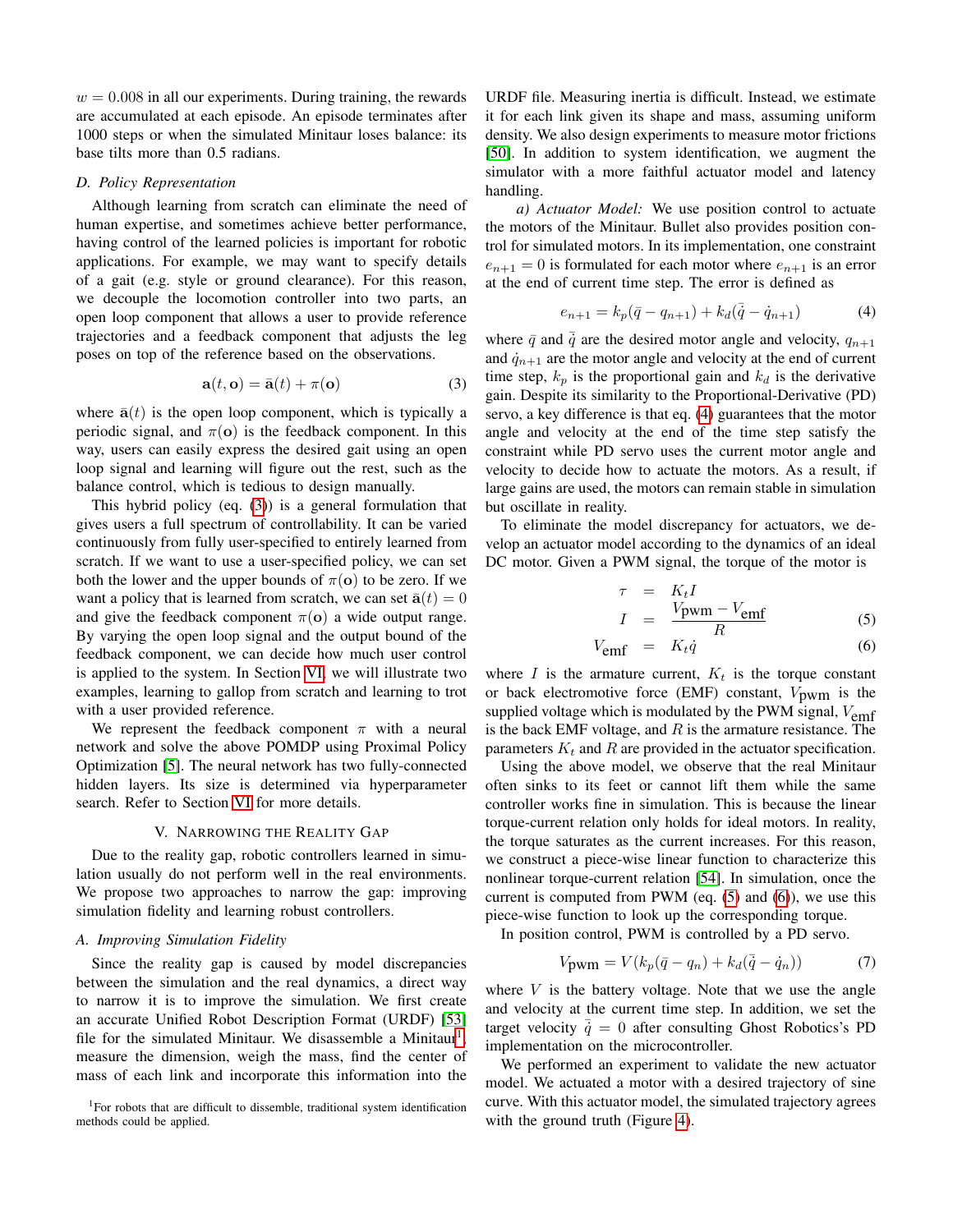$w = 0.008$ in all our experiments. During training, the rewards are accumulated at each episode. An episode terminates after 1000 steps or when the simulated Minitaur loses balance: its base tilts more than 0.5 radians.

### D. Policy Representation

Although learning from scratch can eliminate the need of human expertise, and sometimes achieve better performance, having control of the learned policies is important for robotic applications. For example, we may want to specify details of a gait (e.g. style or ground clearance). For this reason, we decouple the locomotion controller into two parts, an open loop component that allows a user to provide reference trajectories and a feedback component that adjusts the leg poses on top of the reference based on the observations.

$$\mathbf{a}(t, \mathbf{o}) = \bar{\mathbf{a}}(t) + \pi(\mathbf{o}) \tag{3}$$

where $\bar{\mathbf{a}}(t)$ is the open loop component, which is typically a periodic signal, and $\pi(\mathbf{o})$ is the feedback component. In this way, users can easily express the desired gait using an open loop signal and learning will figure out the rest, such as the balance control, which is tedious to design manually.

This hybrid policy (eq. (3)) is a general formulation that gives users a full spectrum of controllability. It can be varied continuously from fully user-specified to entirely learned from scratch. If we want to use a user-specified policy, we can set both the lower and the upper bounds of $\pi(\mathbf{o})$ to be zero. If we want a policy that is learned from scratch, we can set $\bar{\mathbf{a}}(t) = 0$ and give the feedback component $\pi(\mathbf{o})$ a wide output range. By varying the open loop signal and the output bound of the feedback component, we can decide how much user control is applied to the system. In Section VI, we will illustrate two examples, learning to gallop from scratch and learning to trot with a user provided reference.

We represent the feedback component $\pi$ with a neural network and solve the above POMDP using Proximal Policy Optimization [5]. The neural network has two fully-connected hidden layers. Its size is determined via hyperparameter search. Refer to Section VI for more details.

## V. Narrowing the Reality Gap

Due to the reality gap, robotic controllers learned in simulation usually do not perform well in the real environments. We propose two approaches to narrow the gap: improving simulation fidelity and learning robust controllers.

### A. Improving Simulation Fidelity

Since the reality gap is caused by model discrepancies between the simulation and the real dynamics, a direct way to narrow it is to improve the simulation. We first create an accurate Unified Robot Description Format (URDF) [53] file for the simulated Minitaur. We disassemble a Minitaur[1], measure the dimension, weigh the mass, find the center of mass of each link and incorporate this information into the URDF file. Measuring inertia is difficult. Instead, we estimate it for each link given its shape and mass, assuming uniform density. We also design experiments to measure motor frictions [50]. In addition to system identification, we augment the simulator with a more faithful actuator model and latency handling.

*a) Actuator Model:* We use position control to actuate the motors of the Minitaur. Bullet also provides position control for simulated motors. In its implementation, one constraint $e_{n+1} = 0$ is formulated for each motor where $e_{n+1}$ is an error at the end of current time step. The error is defined as

$$e_{n+1} = k_p(\bar{q} - q_{n+1}) + k_d(\bar{\dot{q}} - \dot{q}_{n+1}) \tag{4}$$

where $\bar{q}$ and $\bar{\dot{q}}$ are the desired motor angle and velocity, $q_{n+1}$ and $\dot{q}_{n+1}$ are the motor angle and velocity at the end of current time step, $k_p$ is the proportional gain and $k_d$ is the derivative gain. Despite its similarity to the Proportional-Derivative (PD) servo, a key difference is that eq. (4) guarantees that the motor angle and velocity at the end of the time step satisfy the constraint while PD servo uses the current motor angle and velocity to decide how to actuate the motors. As a result, if large gains are used, the motors can remain stable in simulation but oscillate in reality.

To eliminate the model discrepancy for actuators, we develop an actuator model according to the dynamics of an ideal DC motor. Given a PWM signal, the torque of the motor is

$$\begin{aligned} \tau &= K_t I \\ I &= \frac{V_{\text{pwm}} - V_{\text{emf}}}{R} \qquad (5) \\ V_{\text{emf}} &= K_t \dot{q} \qquad (6) \end{aligned}$$

where $I$ is the armature current, $K_t$ is the torque constant or back electromotive force (EMF) constant, $V_{\text{pwm}}$ is the supplied voltage which is modulated by the PWM signal, $V_{\text{emf}}$ is the back EMF voltage, and $R$ is the armature resistance. The parameters $K_t$ and $R$ are provided in the actuator specification.

Using the above model, we observe that the real Minitaur often sinks to its feet or cannot lift them while the same controller works fine in simulation. This is because the linear torque-current relation only holds for ideal motors. In reality, the torque saturates as the current increases. For this reason, we construct a piece-wise linear function to characterize this nonlinear torque-current relation [54]. In simulation, once the current is computed from PWM (eq. (5) and (6)), we use this piece-wise function to look up the corresponding torque.

In position control, PWM is controlled by a PD servo.

$$V_{\text{pwm}} = V(k_p(\bar{q} - q_n) + k_d(\bar{\dot{q}} - \dot{q}_n)) \tag{7}$$

where $V$ is the battery voltage. Note that we use the angle and velocity at the current time step. In addition, we set the target velocity $\bar{\dot{q}} = 0$ after consulting Ghost Robotics's PD implementation on the microcontroller.

We performed an experiment to validate the new actuator model. We actuated a motor with a desired trajectory of sine curve. With this actuator model, the simulated trajectory agrees with the ground truth (Figure 4).

[1] For robots that are difficult to dissemble, traditional system identification methods could be applied.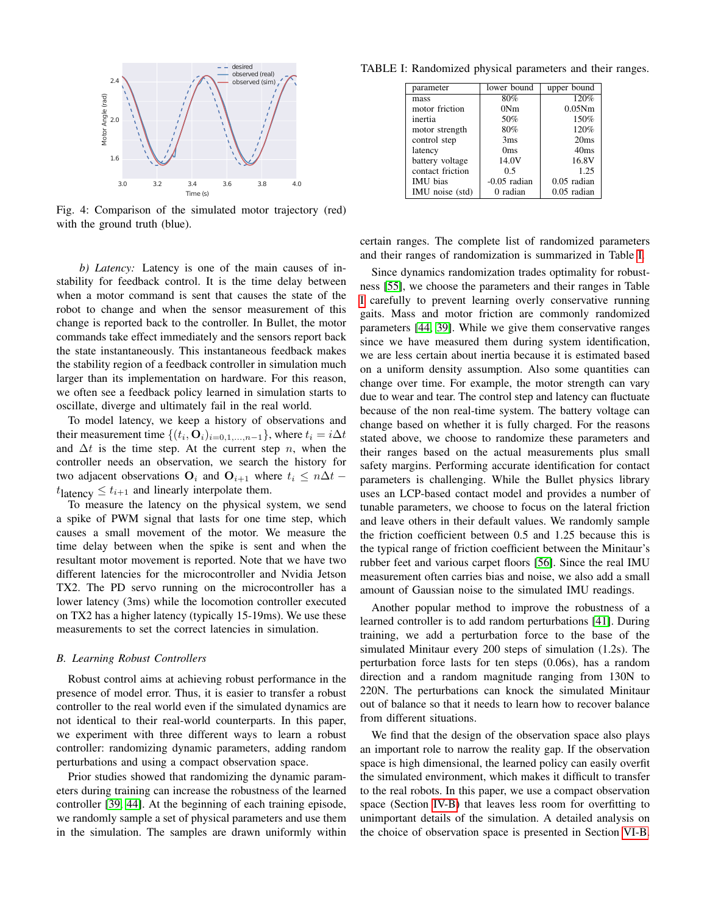Fig. 4: Comparison of the simulated motor trajectory (red) with the ground truth (blue).

*b) Latency:* Latency is one of the main causes of instability for feedback control. It is the time delay between when a motor command is sent that causes the state of the robot to change and when the sensor measurement of this change is reported back to the controller. In Bullet, the motor commands take effect immediately and the sensors report back the state instantaneously. This instantaneous feedback makes the stability region of a feedback controller in simulation much larger than its implementation on hardware. For this reason, we often see a feedback policy learned in simulation starts to oscillate, diverge and ultimately fail in the real world.

To model latency, we keep a history of observations and their measurement time $\{(t_i, \mathbf{O}_i)_{i=0,1,...,n-1}\}$, where $t_i = i\Delta t$ and $\Delta t$ is the time step. At the current step $n$, when the controller needs an observation, we search the history for two adjacent observations $\mathbf{O}_i$ and $\mathbf{O}_{i+1}$ where $t_i \leq n\Delta t - t_{\text{latency}} \leq t_{i+1}$ and linearly interpolate them.

To measure the latency on the physical system, we send a spike of PWM signal that lasts for one time step, which causes a small movement of the motor. We measure the time delay between when the spike is sent and when the resultant motor movement is reported. Note that we have two different latencies for the microcontroller and Nvidia Jetson TX2. The PD servo running on the microcontroller has a lower latency (3ms) while the locomotion controller executed on TX2 has a higher latency (typically 15-19ms). We use these measurements to set the correct latencies in simulation.

### B. Learning Robust Controllers

Robust control aims at achieving robust performance in the presence of model error. Thus, it is easier to transfer a robust controller to the real world even if the simulated dynamics are not identical to their real-world counterparts. In this paper, we experiment with three different ways to learn a robust controller: randomizing dynamic parameters, adding random perturbations and using a compact observation space.

Prior studies showed that randomizing the dynamic parameters during training can increase the robustness of the learned controller [39, 44]. At the beginning of each training episode, we randomly sample a set of physical parameters and use them in the simulation. The samples are drawn uniformly within certain ranges. The complete list of randomized parameters and their ranges of randomization is summarized in Table I.

TABLE I: Randomized physical parameters and their ranges.

| parameter | lower bound | upper bound |
|---|---|---|
| mass | 80% | 120% |
| motor friction | 0Nm | 0.05Nm |
| inertia | 50% | 150% |
| motor strength | 80% | 120% |
| control step | 3ms | 20ms |
| latency | 0ms | 40ms |
| battery voltage | 14.0V | 16.8V |
| contact friction | 0.5 | 1.25 |
| IMU bias | -0.05 radian | 0.05 radian |
| IMU noise (std) | 0 radian | 0.05 radian |

Since dynamics randomization trades optimality for robustness [55], we choose the parameters and their ranges in Table I carefully to prevent learning overly conservative running gaits. Mass and motor friction are commonly randomized parameters [44, 39]. While we give them conservative ranges since we have measured them during system identification, we are less certain about inertia because it is estimated based on a uniform density assumption. Also some quantities can change over time. For example, the motor strength can vary due to wear and tear. The control step and latency can fluctuate because of the non real-time system. The battery voltage can change based on whether it is fully charged. For the reasons stated above, we choose to randomize these parameters and their ranges based on the actual measurements plus small safety margins. Performing accurate identification for contact parameters is challenging. While the Bullet physics library uses an LCP-based contact model and provides a number of tunable parameters, we choose to focus on the lateral friction and leave others in their default values. We randomly sample the friction coefficient between 0.5 and 1.25 because this is the typical range of friction coefficient between the Minitaur's rubber feet and various carpet floors [56]. Since the real IMU measurement often carries bias and noise, we also add a small amount of Gaussian noise to the simulated IMU readings.

Another popular method to improve the robustness of a learned controller is to add random perturbations [41]. During training, we add a perturbation force to the base of the simulated Minitaur every 200 steps of simulation (1.2s). The perturbation force lasts for ten steps (0.06s), has a random direction and a random magnitude ranging from 130N to 220N. The perturbations can knock the simulated Minitaur out of balance so that it needs to learn how to recover balance from different situations.

We find that the design of the observation space also plays an important role to narrow the reality gap. If the observation space is high dimensional, the learned policy can easily overfit the simulated environment, which makes it difficult to transfer to the real robots. In this paper, we use a compact observation space (Section IV-B) that leaves less room for overfitting to unimportant details of the simulation. A detailed analysis on the choice of observation space is presented in Section VI-B.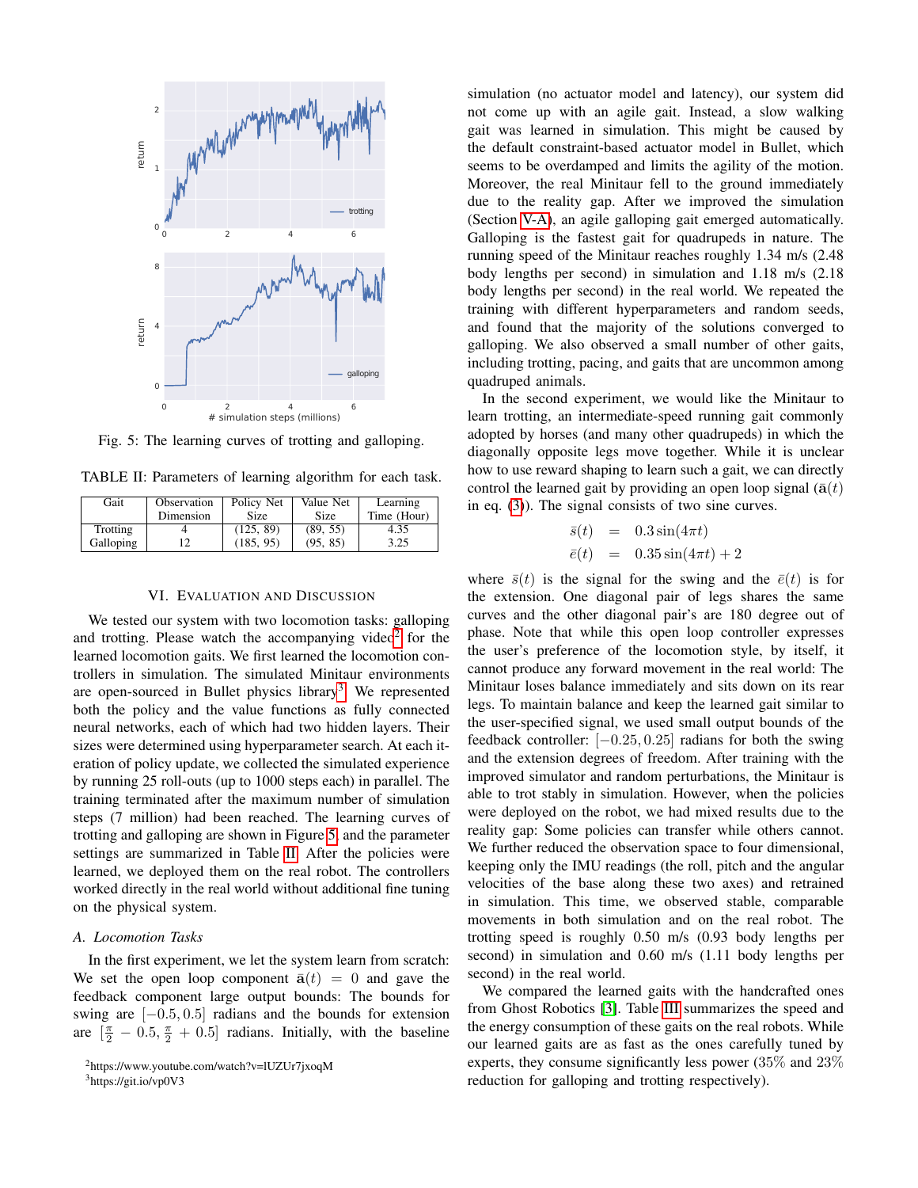Fig. 5: The learning curves of trotting and galloping.

TABLE II: Parameters of learning algorithm for each task.

| Gait | Observation Dimension | Policy Net Size | Value Net Size | Learning Time (Hour) |
|---|---|---|---|---|
| Trotting | 4 | (125, 89) | (89, 55) | 4.35 |
| Galloping | 12 | (185, 95) | (95, 85) | 3.25 |

## VI. Evaluation and Discussion

We tested our system with two locomotion tasks: galloping and trotting. Please watch the accompanying video[2] for the learned locomotion gaits. We first learned the locomotion controllers in simulation. The simulated Minitaur environments are open-sourced in Bullet physics library[3]. We represented both the policy and the value functions as fully connected neural networks, each of which has two hidden layers. Their sizes were determined using hyperparameter search. At each iteration of policy update, we collected the simulated experience by running 25 roll-outs (up to 1000 steps each) in parallel. The training terminated after the maximum number of simulation steps (7 million) had been reached. The learning curves of trotting and galloping are shown in Figure 5, and the parameter settings are summarized in Table II. After the policies were learned, we deployed them on the real robot. The controllers worked directly in the real world without additional fine tuning on the physical system.

### A. Locomotion Tasks

In the first experiment, we let the system learn from scratch: We set the open loop component $\bar{\mathbf{a}}(t) = 0$ and gave the feedback component large output bounds: The bounds for swing are $[-0.5, 0.5]$ radians and the bounds for extension are $[\frac{\pi}{2} - 0.5, \frac{\pi}{2} + 0.5]$ radians. Initially, with the baseline simulation (no actuator model and latency), our system did not come up with an agile gait. Instead, a slow walking gait was learned in simulation. This might be caused by the default constraint-based actuator model in Bullet, which seems to be overdamped and limits the agility of the motion. Moreover, the real Minitaur fell to the ground immediately due to the reality gap. After we improved the simulation (Section V-A), an agile galloping gait emerged automatically. Galloping is the fastest gait for quadrupeds in nature. The running speed of the Minitaur reaches roughly 1.34 m/s (2.48 body lengths per second) in simulation and 1.18 m/s (2.18 body lengths per second) in the real world. We repeated the training with different hyperparameters and random seeds, and found that the majority of the solutions converged to galloping. We also observed a small number of other gaits, including trotting, pacing, and gaits that are uncommon among quadruped animals.

In the second experiment, we would like the Minitaur to learn trotting, an intermediate-speed running gait commonly adopted by horses (and many other quadrupeds) in which the diagonally opposite legs move together. While it is unclear how to use reward shaping to learn such a gait, we can directly control the learned gait by providing an open loop signal ($\bar{\mathbf{a}}(t)$ in eq. (3)). The signal consists of two sine curves.

$$
\begin{aligned}
\bar{s}(t) &= 0.3\sin(4\pi t) \\
\bar{e}(t) &= 0.35\sin(4\pi t) + 2
\end{aligned}
$$

where $\bar{s}(t)$ is the signal for the swing and the $\bar{e}(t)$ is for the extension. One diagonal pair of legs shares the same curves and the other diagonal pair's are 180 degree out of phase. Note that while this open loop controller expresses the user's preference of the locomotion style, by itself, it cannot produce any forward movement in the real world: The Minitaur loses balance immediately and sits down on its rear legs. To maintain balance and keep the learned gait similar to the user-specified signal, we used small output bounds of the feedback controller: $[-0.25, 0.25]$ radians for both the swing and the extension degrees of freedom. After training with the improved simulator and random perturbations, the Minitaur is able to trot stably in simulation. However, when the policies were deployed on the robot, we had mixed results due to the reality gap: Some policies can transfer while others cannot. We further reduced the observation space to four dimensional, keeping only the IMU readings (the roll, pitch and the angular velocities of the base along these two axes) and retrained in simulation. This time, we observed stable, comparable movements in both simulation and on the real robot. The trotting speed is roughly 0.50 m/s (0.93 body lengths per second) in simulation and 0.60 m/s (1.11 body lengths per second) in the real world.

We compared the learned gaits with the handcrafted ones from Ghost Robotics [3]. Table III summarizes the speed and the energy consumption of these gaits on the real robots. While our learned gaits are as fast as the ones carefully tuned by experts, they consume significantly less power (35% and 23% reduction for galloping and trotting respectively).

[2] https://www.youtube.com/watch?v=lUZUr7jxoqM

[3] https://git.io/vp0V3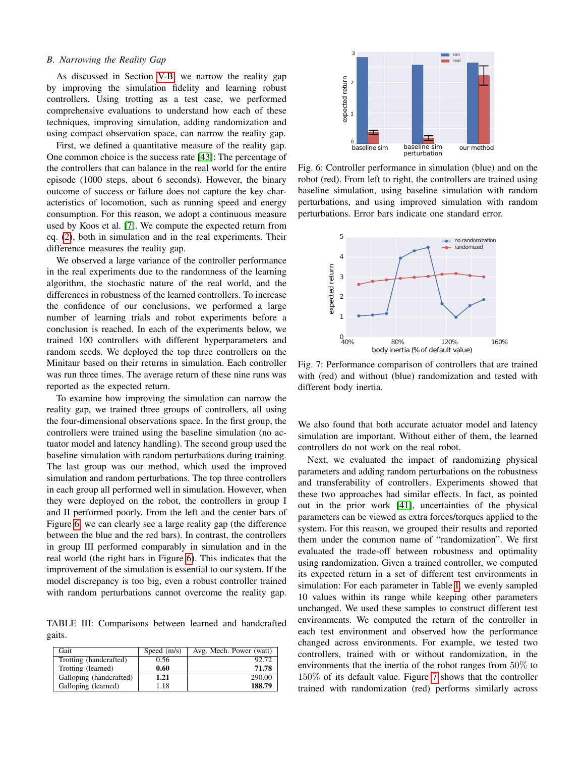### B. Narrowing the Reality Gap

As discussed in Section V-B, we narrow the reality gap by improving the simulation fidelity and learning robust controllers. Using trotting as a test case, we performed comprehensive evaluations to understand how each of these techniques, improving simulation, adding randomization and using compact observation space, can narrow the reality gap.

First, we defined a quantitative measure of the reality gap. One common choice is the success rate [43]: The percentage of the controllers that can balance in the real world for the entire episode (1000 steps, about 6 seconds). However, the binary outcome of success or failure does not capture the key characteristics of locomotion, such as running speed and energy consumption. For this reason, we adopt a continuous measure used by Koos et al. [7]. We compute the expected return from eq. (2), both in simulation and in the real experiments. Their difference measures the reality gap.

We observed a large variance of the controller performance in the real experiments due to the randomness of the learning algorithm, the stochastic nature of the real world, and the differences in robustness of the learned controllers. To increase the confidence of our conclusions, we performed a large number of learning trials and robot experiments before a conclusion is reached. In each of the experiments below, we trained 100 controllers with different hyperparameters and random seeds. We deployed the top three controllers on the Minitaur based on their returns in simulation. Each controller was run three times. The average return of these nine runs was reported as the expected return.

To examine how improving the simulation can narrow the reality gap, we trained three groups of controllers, all using the four-dimensional observations space. In the first group, the controllers were trained using the baseline simulation (no actuator model and latency handling). The second group used the baseline simulation with random perturbations during training. The last group was our method, which used the improved simulation and random perturbations. The top three controllers in each group all performed well in simulation. However, when they were deployed on the robot, the controllers in group I and II performed poorly. From the left and the center bars of Figure 6, we can clearly see a large reality gap (the difference between the blue and the red bars). In contrast, the controllers in group III performed comparably in simulation and in the real world (the right bars in Figure 6). This indicates that the improvement of the simulation is essential to our system. If the model discrepancy is too big, even a robust controller trained with random perturbations cannot overcome the reality gap.

TABLE III: Comparisons between learned and handcrafted gaits.

| Gait | Speed (m/s) | Avg. Mech. Power (watt) |
|---|---|---|
| Trotting (handcrafted) | 0.56 | 92.72 |
| Trotting (learned) | **0.60** | **71.78** |
| Galloping (handcrafted) | **1.21** | 290.00 |
| Galloping (learned) | 1.18 | **188.79** |

Fig. 6: Controller performance in simulation (blue) and on the robot (red). From left to right, the controllers are trained using baseline simulation, using baseline simulation with random perturbations, and using improved simulation with random perturbations. Error bars indicate one standard error.

Fig. 7: Performance comparison of controllers that are trained with (red) and without (blue) randomization and tested with different body inertia.

We also found that both accurate actuator model and latency simulation are important. Without either of them, the learned controllers do not work on the real robot.

Next, we evaluated the impact of randomizing physical parameters and adding random perturbations on the robustness and transferability of controllers. Experiments showed that these two approaches had similar effects. In fact, as pointed out in the prior work [41], uncertainties of the physical parameters can be viewed as extra forces/torques applied to the system. For this reason, we grouped their results and reported them under the common name of "randomization". We first evaluated the trade-off between robustness and optimality using randomization. Given a trained controller, we computed its expected return in a set of different test environments in simulation: For each parameter in Table I, we evenly sampled 10 values within its range while keeping other parameters unchanged. We used these samples to construct different test environments. We computed the return of the controller in each test environment and observed how the performance changed across environments. For example, we tested two controllers, trained with or without randomization, in the environments that the inertia of the robot ranges from $50\%$ to $150\%$ of its default value. Figure 7 shows that the controller trained with randomization (red) performs similarly across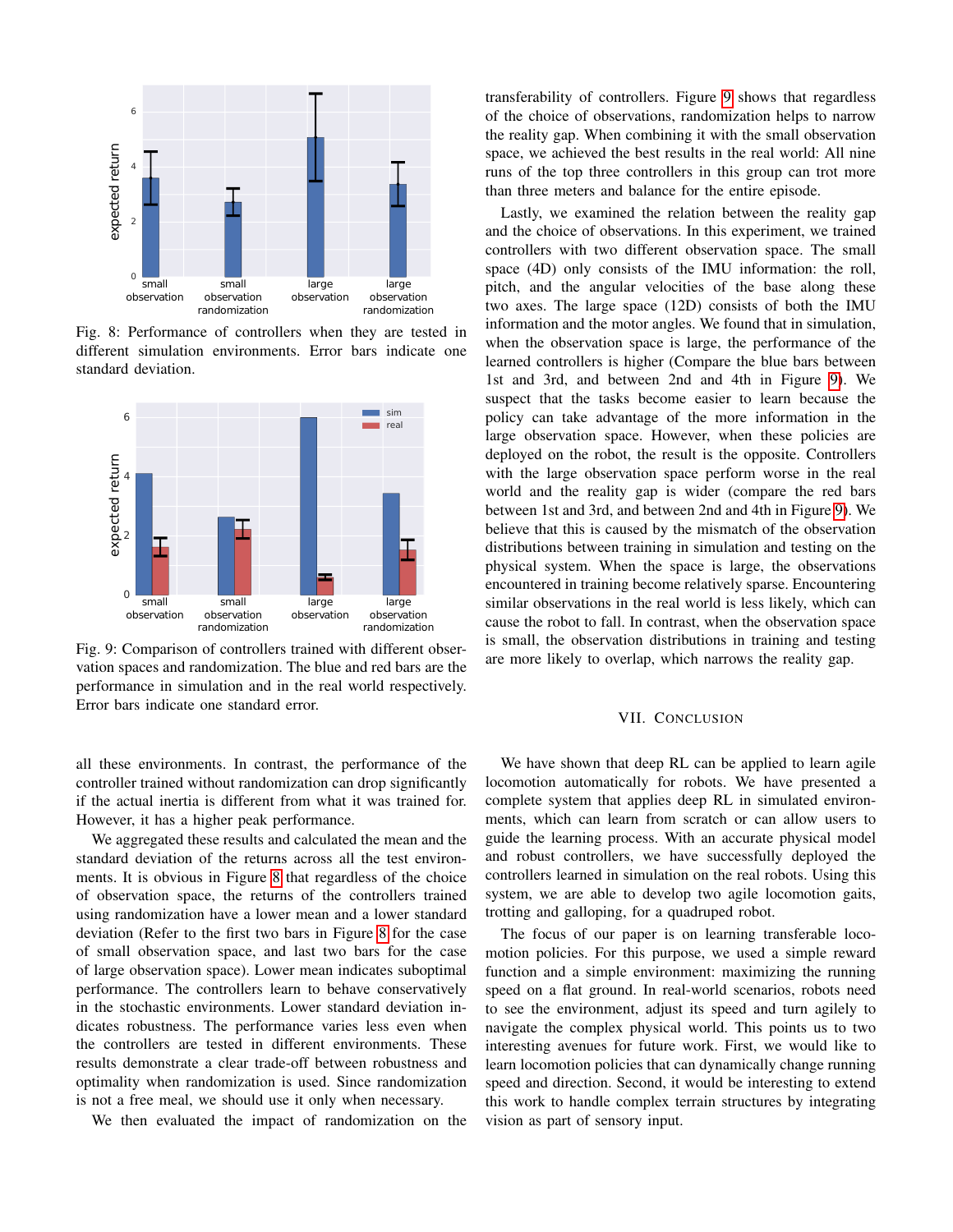Fig. 8: Performance of controllers when they are tested in different simulation environments. Error bars indicate one standard deviation.

Fig. 9: Comparison of controllers trained with different observation spaces and randomization. The blue and red bars are the performance in simulation and in the real world respectively. Error bars indicate one standard error.

all these environments. In contrast, the performance of the controller trained without randomization can drop significantly if the actual inertia is different from what it was trained for. However, it has a higher peak performance.

We aggregated these results and calculated the mean and the standard deviation of the returns across all the test environments. It is obvious in Figure 8 that regardless of the choice of observation space, the returns of the controllers trained using randomization have a lower mean and a lower standard deviation (Refer to the first two bars in Figure 8 for the case of small observation space, and last two bars for the case of large observation space). Lower mean indicates suboptimal performance. The controllers learn to behave conservatively in the stochastic environments. Lower standard deviation indicates robustness. The performance varies less even when the controllers are tested in different environments. These results demonstrate a clear trade-off between robustness and optimality when randomization is used. Since randomization is not a free meal, we should use it only when necessary.

We then evaluated the impact of randomization on the transferability of controllers. Figure 9 shows that regardless of the choice of observations, randomization helps to narrow the reality gap. When combining it with the small observation space, we achieved the best results in the real world: All nine runs of the top three controllers in this group can trot more than three meters and balance for the entire episode.

Lastly, we examined the relation between the reality gap and the choice of observations. In this experiment, we trained controllers with two different observation space. The small space (4D) only consists of the IMU information: the roll, pitch, and the angular velocities of the base along these two axes. The large space (12D) consists of both the IMU information and the motor angles. We found that in simulation, when the observation space is large, the performance of the learned controllers is higher (Compare the blue bars between 1st and 3rd, and between 2nd and 4th in Figure 9). We suspect that the tasks become easier to learn because the policy can take advantage of the more information in the large observation space. However, when these policies are deployed on the robot, the result is the opposite. Controllers with the large observation space perform worse in the real world and the reality gap is wider (compare the red bars between 1st and 3rd, and between 2nd and 4th in Figure 9). We believe that this is caused by the mismatch of the observation distributions between training in simulation and testing on the physical system. When the space is large, the observations encountered in training become relatively sparse. Encountering similar observations in the real world is less likely, which can cause the robot to fall. In contrast, when the observation space is small, the observation distributions in training and testing are more likely to overlap, which narrows the reality gap.

## VII. Conclusion

We have shown that deep RL can be applied to learn agile locomotion automatically for robots. We have presented a complete system that applies deep RL in simulated environments, which can learn from scratch or can allow users to guide the learning process. With an accurate physical model and robust controllers, we have successfully deployed the controllers learned in simulation on the real robots. Using this system, we are able to develop two agile locomotion gaits, trotting and galloping, for a quadruped robot.

The focus of our paper is on learning transferable locomotion policies. For this purpose, we used a simple reward function and a simple environment: maximizing the running speed on a flat ground. In real-world scenarios, robots need to see the environment, adjust its speed and turn agilely to navigate the complex physical world. This points us to two interesting avenues for future work. First, we would like to learn locomotion policies that can dynamically change running speed and direction. Second, it would be interesting to extend this work to handle complex terrain structures by integrating vision as part of sensory input.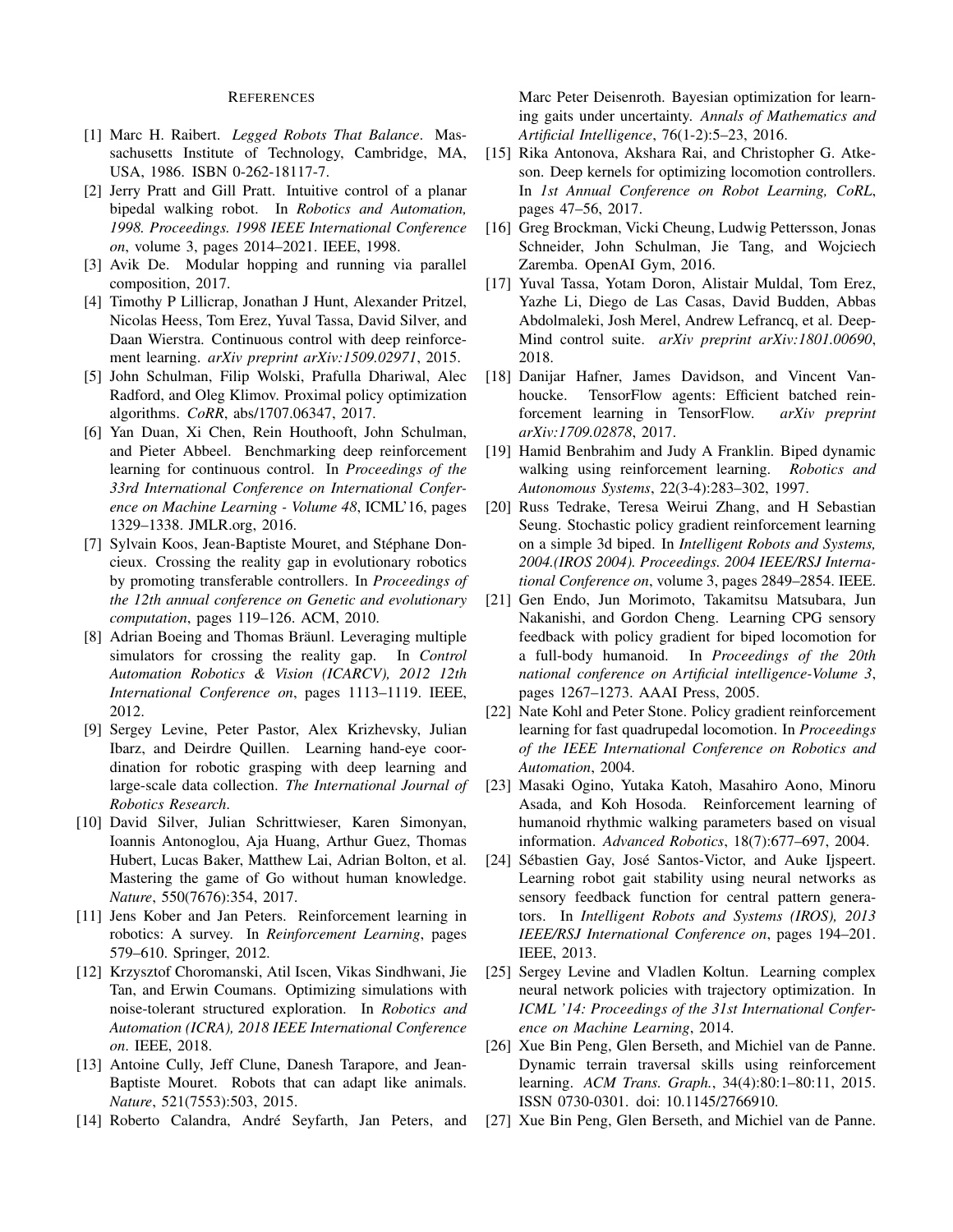## References

[1] Marc H. Raibert. *Legged Robots That Balance*. Massachusetts Institute of Technology, Cambridge, MA, USA, 1986. ISBN 0-262-18117-7.

[2] Jerry Pratt and Gill Pratt. Intuitive control of a planar bipedal walking robot. In *Robotics and Automation, 1998. Proceedings. 1998 IEEE International Conference on*, volume 3, pages 2014–2021. IEEE, 1998.

[3] Avik De. Modular hopping and running via parallel composition, 2017.

[4] Timothy P Lillicrap, Jonathan J Hunt, Alexander Pritzel, Nicolas Heess, Tom Erez, Yuval Tassa, David Silver, and Daan Wierstra. Continuous control with deep reinforcement learning. *arXiv preprint arXiv:1509.02971*, 2015.

[5] John Schulman, Filip Wolski, Prafulla Dhariwal, Alec Radford, and Oleg Klimov. Proximal policy optimization algorithms. *CoRR*, abs/1707.06347, 2017.

[6] Yan Duan, Xi Chen, Rein Houthooft, John Schulman, and Pieter Abbeel. Benchmarking deep reinforcement learning for continuous control. In *Proceedings of the 33rd International Conference on International Conference on Machine Learning - Volume 48*, ICML'16, pages 1329–1338. JMLR.org, 2016.

[7] Sylvain Koos, Jean-Baptiste Mouret, and Stéphane Doncieux. Crossing the reality gap in evolutionary robotics by promoting transferable controllers. In *Proceedings of the 12th annual conference on Genetic and evolutionary computation*, pages 119–126. ACM, 2010.

[8] Adrian Boeing and Thomas Bräunl. Leveraging multiple simulators for crossing the reality gap. In *Control Automation Robotics & Vision (ICARCV), 2012 12th International Conference on*, pages 1113–1119. IEEE, 2012.

[9] Sergey Levine, Peter Pastor, Alex Krizhevsky, Julian Ibarz, and Deirdre Quillen. Learning hand-eye coordination for robotic grasping with deep learning and large-scale data collection. *The International Journal of Robotics Research*.

[10] David Silver, Julian Schrittwieser, Karen Simonyan, Ioannis Antonoglou, Aja Huang, Arthur Guez, Thomas Hubert, Lucas Baker, Matthew Lai, Adrian Bolton, et al. Mastering the game of Go without human knowledge. *Nature*, 550(7676):354, 2017.

[11] Jens Kober and Jan Peters. Reinforcement learning in robotics: A survey. In *Reinforcement Learning*, pages 579–610. Springer, 2012.

[12] Krzysztof Choromanski, Atil Iscen, Vikas Sindhwani, Jie Tan, and Erwin Coumans. Optimizing simulations with noise-tolerant structured exploration. In *Robotics and Automation (ICRA), 2018 IEEE International Conference on*. IEEE, 2018.

[13] Antoine Cully, Jeff Clune, Danesh Tarapore, and Jean-Baptiste Mouret. Robots that can adapt like animals. *Nature*, 521(7553):503, 2015.

[14] Roberto Calandra, André Seyfarth, Jan Peters, and Marc Peter Deisenroth. Bayesian optimization for learning gaits under uncertainty. *Annals of Mathematics and Artificial Intelligence*, 76(1-2):5–23, 2016.

[15] Rika Antonova, Akshara Rai, and Christopher G. Atkeson. Deep kernels for optimizing locomotion controllers. In *1st Annual Conference on Robot Learning, CoRL*, pages 47–56, 2017.

[16] Greg Brockman, Vicki Cheung, Ludwig Pettersson, Jonas Schneider, John Schulman, Jie Tang, and Wojciech Zaremba. OpenAI Gym, 2016.

[17] Yuval Tassa, Yotam Doron, Alistair Muldal, Tom Erez, Yazhe Li, Diego de Las Casas, David Budden, Abbas Abdolmaleki, Josh Merel, Andrew Lefrancq, et al. DeepMind control suite. *arXiv preprint arXiv:1801.00690*, 2018.

[18] Danijar Hafner, James Davidson, and Vincent Vanhoucke. TensorFlow agents: Efficient batched reinforcement learning in TensorFlow. *arXiv preprint arXiv:1709.02878*, 2017.

[19] Hamid Benbrahim and Judy A Franklin. Biped dynamic walking using reinforcement learning. *Robotics and Autonomous Systems*, 22(3-4):283–302, 1997.

[20] Russ Tedrake, Teresa Weirui Zhang, and H Sebastian Seung. Stochastic policy gradient reinforcement learning on a simple 3d biped. In *Intelligent Robots and Systems, 2004.(IROS 2004). Proceedings. 2004 IEEE/RSJ International Conference on*, volume 3, pages 2849–2854. IEEE.

[21] Gen Endo, Jun Morimoto, Takamitsu Matsubara, Jun Nakanishi, and Gordon Cheng. Learning CPG sensory feedback with policy gradient for biped locomotion for a full-body humanoid. In *Proceedings of the 20th national conference on Artificial intelligence-Volume 3*, pages 1267–1273. AAAI Press, 2005.

[22] Nate Kohl and Peter Stone. Policy gradient reinforcement learning for fast quadrupedal locomotion. In *Proceedings of the IEEE International Conference on Robotics and Automation*, 2004.

[23] Masaki Ogino, Yutaka Katoh, Masahiro Aono, Minoru Asada, and Koh Hosoda. Reinforcement learning of humanoid rhythmic walking parameters based on visual information. *Advanced Robotics*, 18(7):677–697, 2004.

[24] Sébastien Gay, José Santos-Victor, and Auke Ijspeert. Learning robot gait stability using neural networks as sensory feedback function for central pattern generators. In *Intelligent Robots and Systems (IROS), 2013 IEEE/RSJ International Conference on*, pages 194–201. IEEE, 2013.

[25] Sergey Levine and Vladlen Koltun. Learning complex neural network policies with trajectory optimization. In *ICML '14: Proceedings of the 31st International Conference on Machine Learning*, 2014.

[26] Xue Bin Peng, Glen Berseth, and Michiel van de Panne. Dynamic terrain traversal skills using reinforcement learning. *ACM Trans. Graph.*, 34(4):80:1–80:11, 2015. ISSN 0730-0301. doi: 10.1145/2766910.

[27] Xue Bin Peng, Glen Berseth, and Michiel van de Panne.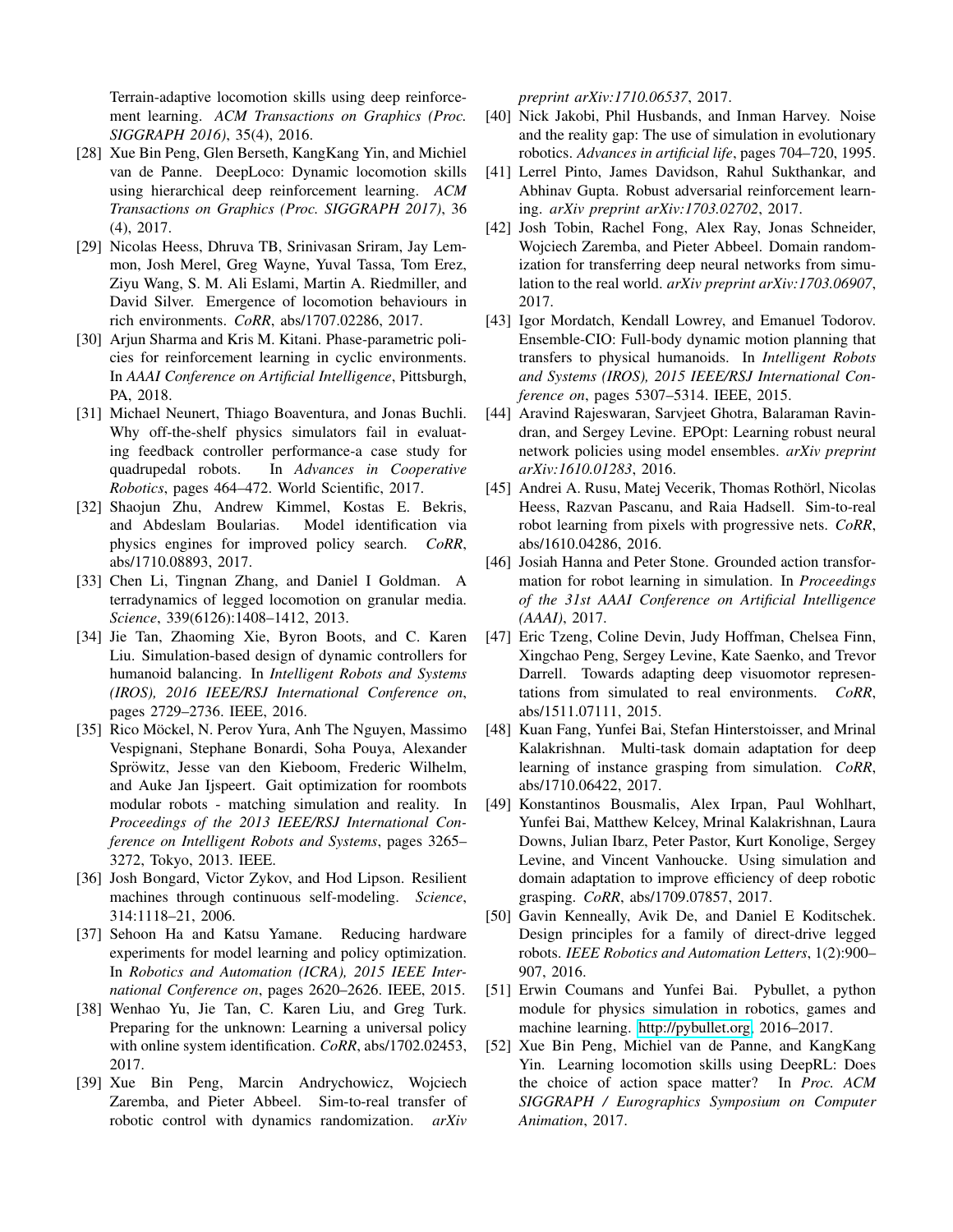Terrain-adaptive locomotion skills using deep reinforcement learning. *ACM Transactions on Graphics (Proc. SIGGRAPH 2016)*, 35(4), 2016.

[28] Xue Bin Peng, Glen Berseth, KangKang Yin, and Michiel van de Panne. DeepLoco: Dynamic locomotion skills using hierarchical deep reinforcement learning. *ACM Transactions on Graphics (Proc. SIGGRAPH 2017)*, 36 (4), 2017.

[29] Nicolas Heess, Dhruva TB, Srinivasan Sriram, Jay Lemmon, Josh Merel, Greg Wayne, Yuval Tassa, Tom Erez, Ziyu Wang, S. M. Ali Eslami, Martin A. Riedmiller, and David Silver. Emergence of locomotion behaviours in rich environments. *CoRR*, abs/1707.02286, 2017.

[30] Arjun Sharma and Kris M. Kitani. Phase-parametric policies for reinforcement learning in cyclic environments. In *AAAI Conference on Artificial Intelligence*, Pittsburgh, PA, 2018.

[31] Michael Neunert, Thiago Boaventura, and Jonas Buchli. Why off-the-shelf physics simulators fail in evaluating feedback controller performance-a case study for quadrupedal robots. In *Advances in Cooperative Robotics*, pages 464–472. World Scientific, 2017.

[32] Shaojun Zhu, Andrew Kimmel, Kostas E. Bekris, and Abdeslam Boularias. Model identification via physics engines for improved policy search. *CoRR*, abs/1710.08893, 2017.

[33] Chen Li, Tingnan Zhang, and Daniel I Goldman. A terradynamics of legged locomotion on granular media. *Science*, 339(6126):1408–1412, 2013.

[34] Jie Tan, Zhaoming Xie, Byron Boots, and C. Karen Liu. Simulation-based design of dynamic controllers for humanoid balancing. In *Intelligent Robots and Systems (IROS), 2016 IEEE/RSJ International Conference on*, pages 2729–2736. IEEE, 2016.

[35] Rico Möckel, N. Perov Yura, Anh The Nguyen, Massimo Vespignani, Stephane Bonardi, Soha Pouya, Alexander Spröwitz, Jesse van den Kieboom, Frederic Wilhelm, and Auke Jan Ijspeert. Gait optimization for roombots modular robots - matching simulation and reality. In *Proceedings of the 2013 IEEE/RSJ International Conference on Intelligent Robots and Systems*, pages 3265–3272, Tokyo, 2013. IEEE.

[36] Josh Bongard, Victor Zykov, and Hod Lipson. Resilient machines through continuous self-modeling. *Science*, 314:1118–21, 2006.

[37] Sehoon Ha and Katsu Yamane. Reducing hardware experiments for model learning and policy optimization. In *Robotics and Automation (ICRA), 2015 IEEE International Conference on*, pages 2620–2626. IEEE, 2015.

[38] Wenhao Yu, Jie Tan, C. Karen Liu, and Greg Turk. Preparing for the unknown: Learning a universal policy with online system identification. *CoRR*, abs/1702.02453, 2017.

[39] Xue Bin Peng, Marcin Andrychowicz, Wojciech Zaremba, and Pieter Abbeel. Sim-to-real transfer of robotic control with dynamics randomization. *arXiv preprint arXiv:1710.06537*, 2017.

[40] Nick Jakobi, Phil Husbands, and Inman Harvey. Noise and the reality gap: The use of simulation in evolutionary robotics. *Advances in artificial life*, pages 704–720, 1995.

[41] Lerrel Pinto, James Davidson, Rahul Sukthankar, and Abhinav Gupta. Robust adversarial reinforcement learning. *arXiv preprint arXiv:1703.02702*, 2017.

[42] Josh Tobin, Rachel Fong, Alex Ray, Jonas Schneider, Wojciech Zaremba, and Pieter Abbeel. Domain randomization for transferring deep neural networks from simulation to the real world. *arXiv preprint arXiv:1703.06907*, 2017.

[43] Igor Mordatch, Kendall Lowrey, and Emanuel Todorov. Ensemble-CIO: Full-body dynamic motion planning that transfers to physical humanoids. In *Intelligent Robots and Systems (IROS), 2015 IEEE/RSJ International Conference on*, pages 5307–5314. IEEE, 2015.

[44] Aravind Rajeswaran, Sarvjeet Ghotra, Balaraman Ravindran, and Sergey Levine. EPOpt: Learning robust neural network policies using model ensembles. *arXiv preprint arXiv:1610.01283*, 2016.

[45] Andrei A. Rusu, Matej Vecerik, Thomas Rothörl, Nicolas Heess, Razvan Pascanu, and Raia Hadsell. Sim-to-real robot learning from pixels with progressive nets. *CoRR*, abs/1610.04286, 2016.

[46] Josiah Hanna and Peter Stone. Grounded action transformation for robot learning in simulation. In *Proceedings of the 31st AAAI Conference on Artificial Intelligence (AAAI)*, 2017.

[47] Eric Tzeng, Coline Devin, Judy Hoffman, Chelsea Finn, Xingchao Peng, Sergey Levine, Kate Saenko, and Trevor Darrell. Towards adapting deep visuomotor representations from simulated to real environments. *CoRR*, abs/1511.07111, 2015.

[48] Kuan Fang, Yunfei Bai, Stefan Hinterstoisser, and Mrinal Kalakrishnan. Multi-task domain adaptation for deep learning of instance grasping from simulation. *CoRR*, abs/1710.06422, 2017.

[49] Konstantinos Bousmalis, Alex Irpan, Paul Wohlhart, Yunfei Bai, Matthew Kelcey, Mrinal Kalakrishnan, Laura Downs, Julian Ibarz, Peter Pastor, Kurt Konolige, Sergey Levine, and Vincent Vanhoucke. Using simulation and domain adaptation to improve efficiency of deep robotic grasping. *CoRR*, abs/1709.07857, 2017.

[50] Gavin Kenneally, Avik De, and Daniel E Koditschek. Design principles for a family of direct-drive legged robots. *IEEE Robotics and Automation Letters*, 1(2):900–907, 2016.

[51] Erwin Coumans and Yunfei Bai. Pybullet, a python module for physics simulation in robotics, games and machine learning. http://pybullet.org, 2016–2017.

[52] Xue Bin Peng, Michiel van de Panne, and KangKang Yin. Learning locomotion skills using DeepRL: Does the choice of action space matter? In *Proc. ACM SIGGRAPH / Eurographics Symposium on Computer Animation*, 2017.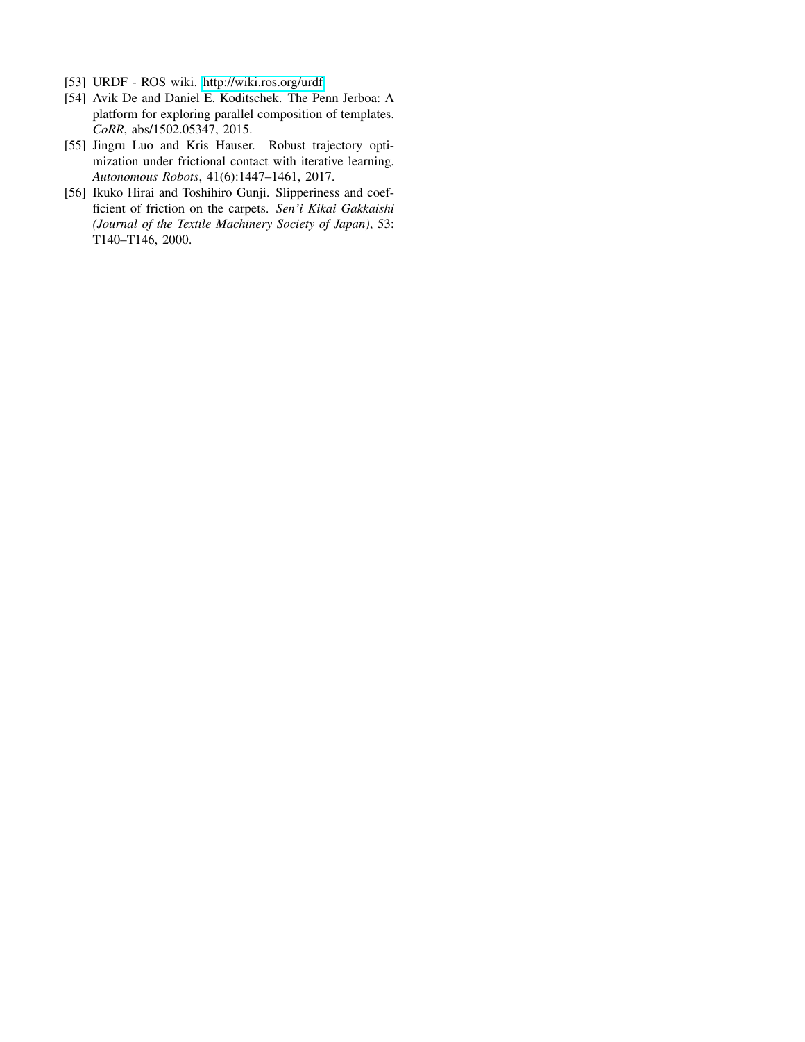[53] URDF - ROS wiki. http://wiki.ros.org/urdf.

[54] Avik De and Daniel E. Koditschek. The Penn Jerboa: A platform for exploring parallel composition of templates. *CoRR*, abs/1502.05347, 2015.

[55] Jingru Luo and Kris Hauser. Robust trajectory optimization under frictional contact with iterative learning. *Autonomous Robots*, 41(6):1447–1461, 2017.

[56] Ikuko Hirai and Toshihiro Gunji. Slipperiness and coefficient of friction on the carpets. *Sen'i Kikai Gakkaishi (Journal of the Textile Machinery Society of Japan)*, 53: T140–T146, 2000.